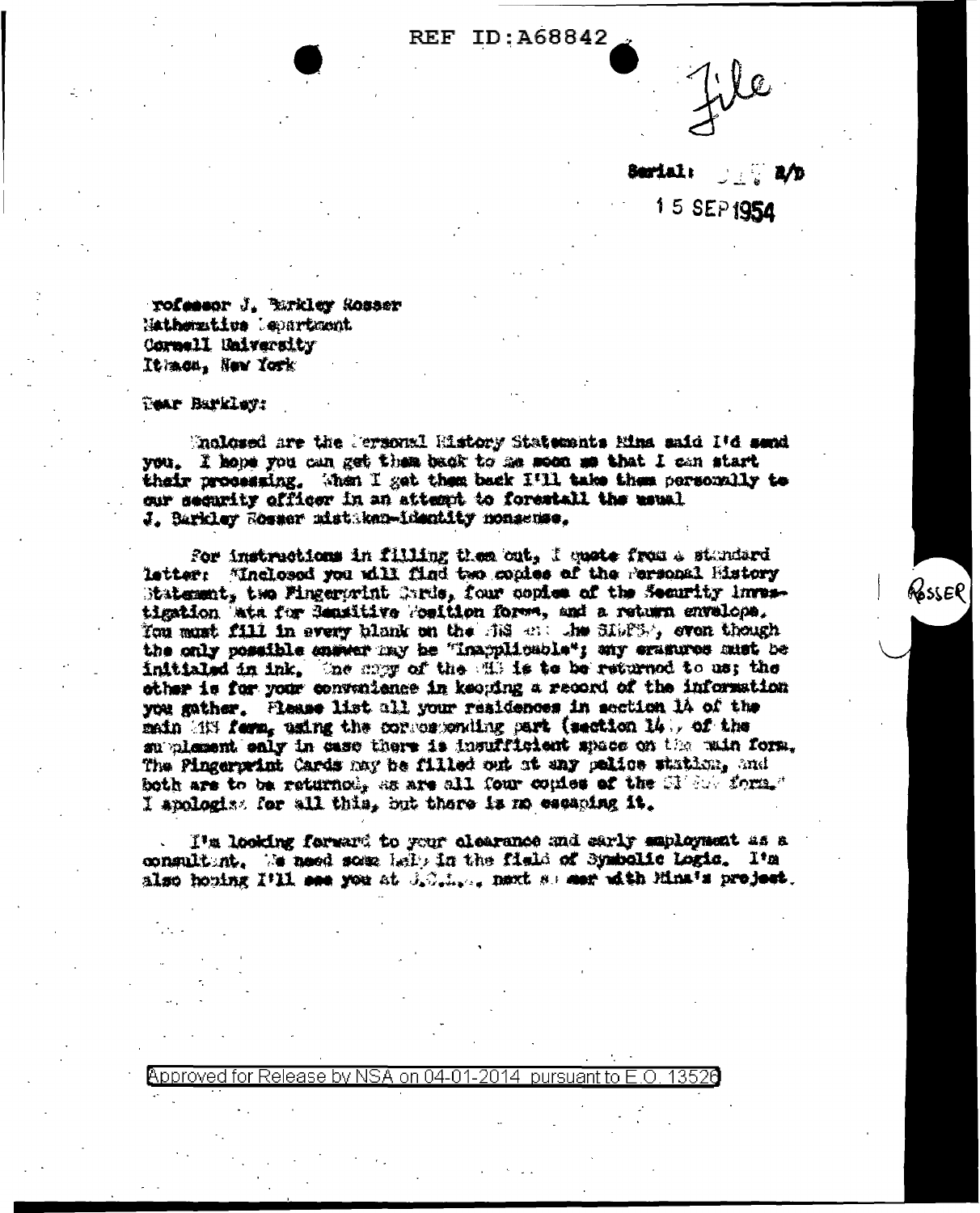REF ID:A68842

File

Serial: ... R/D

15 SEP 1954

Professor J. Barkley Rosser
Mathematics Department
Cornell University
Ithaca, New York

Dear Barkley:

Enclosed are the Personal History Statements Nina said I'd send you. I hope you can get them back to me soon so that I can start their processing. When I get them back I'll take them personally to our security officer in an attempt to forestall the usual J. Barkley Rosser mistaken-identity nonsense.

For instructions in filling them out, I quote from a standard letter: "Enclosed you will find two copies of the Personal History Statement, two Fingerprint Cards, four copies of the Security Investigation Data for Sensitive Position forms, and a return envelope. You must fill in every blank on the PHS and the SIDPSP, even though the only possible answer may be "Inapplicable"; any erasures must be initialed in ink. One copy of the PHS is to be returned to us; the other is for your convenience in keeping a record of the information you gather. Please list all your residences in section 14 of the main PHS form, using the corresponding part (section 14) of the supplement only in case there is insufficient space on the main form. The Fingerprint Cards may be filled out at any police station, and both are to be returned, as are all four copies of the SIDPSP form." I apologize for all this, but there is no escaping it.

I'm looking forward to your clearance and early employment as a consultant. We need some help in the field of Symbolic Logic. I'm also hoping I'll see you at U.C.L.A., next summer with Nina's project.

ROSSER

Approved for Release by NSA on 04-01-2014 pursuant to E.O. 13526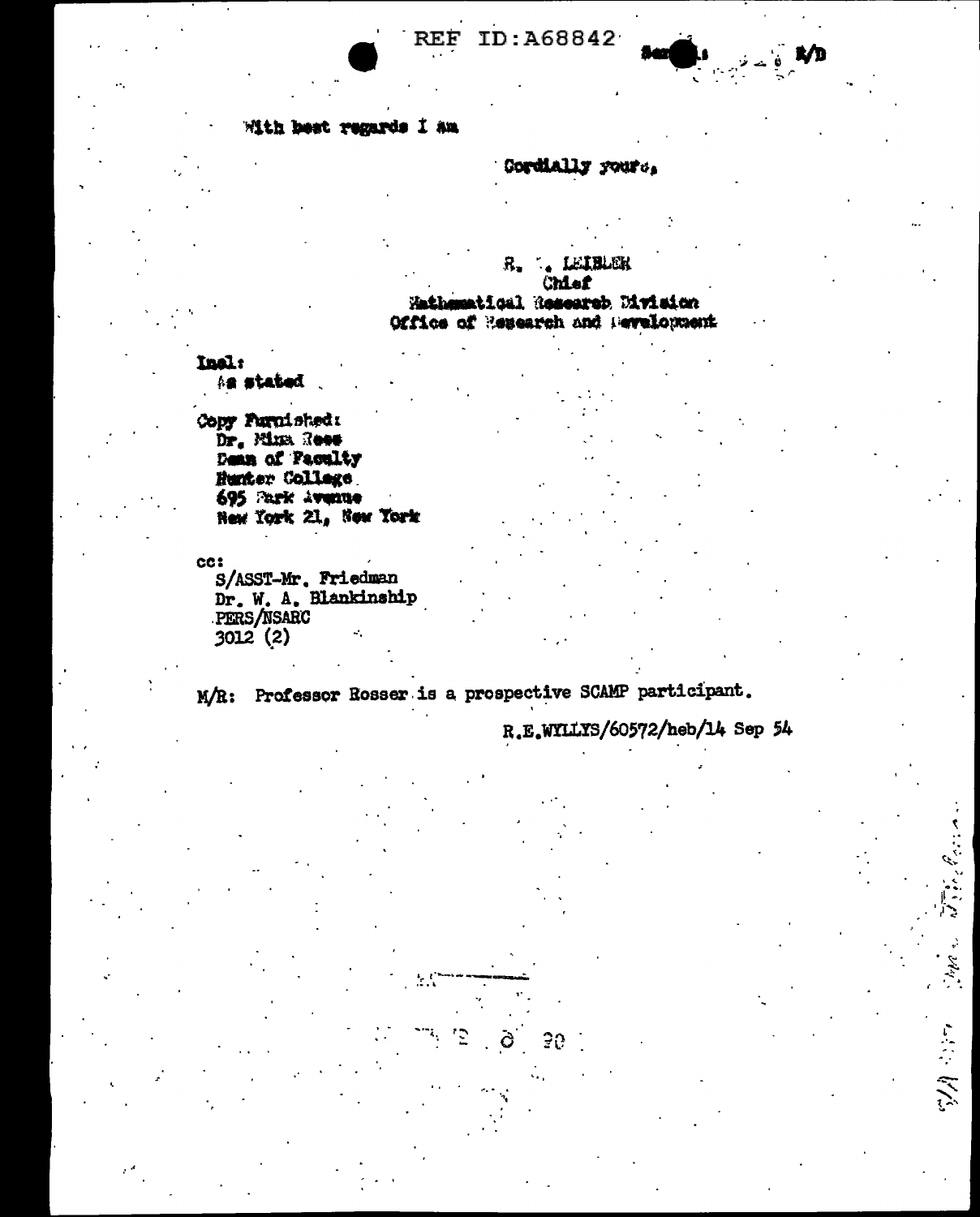REF ID:A68842

With best regards I am

Cordially yours,

R. W. LEIBLER
Chief
Mathematical Research Division
Office of Research and Development

Incl:
As stated

Copy Furnished:
Dr. Mina Rees
Dean of Faculty
Hunter College
695 Park Avenue
New York 21, New York

cc:
S/ASST-Mr. Friedman
Dr. W. A. Blankinship
PERS/NSARC
3012 (2)

M/R: Professor Rosser is a prospective SCAMP participant.

R.E.WYLLYS/60572/heb/14 Sep 54